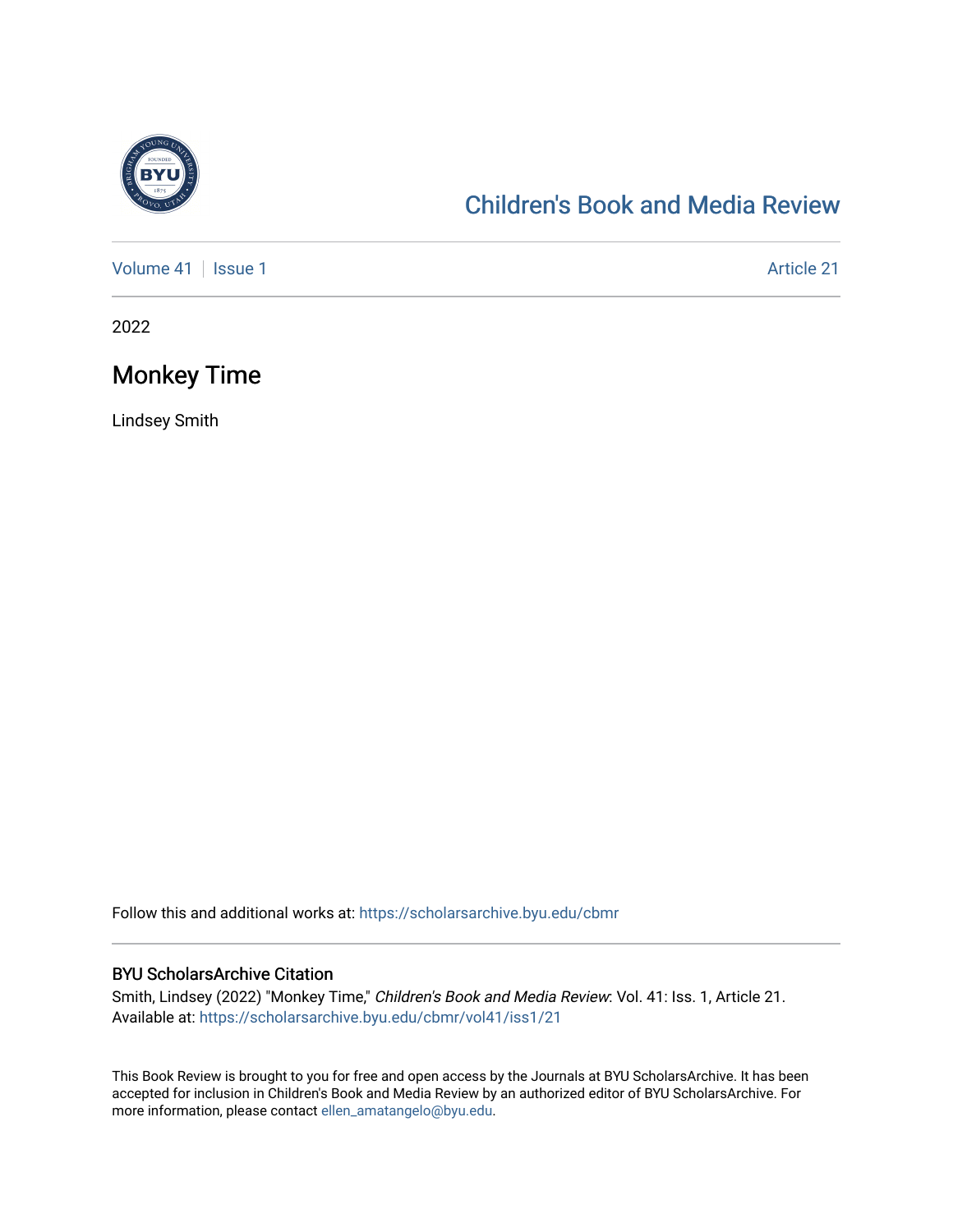# Children's Book and Media Review

Volume 41 | Issue 1 | Article 21

2022

## Monkey Time

Lindsey Smith

Follow this and additional works at: https://scholarsarchive.byu.edu/cbmr

### BYU ScholarsArchive Citation

Smith, Lindsey (2022) "Monkey Time," *Children's Book and Media Review*: Vol. 41: Iss. 1, Article 21.
Available at: https://scholarsarchive.byu.edu/cbmr/vol41/iss1/21

This Book Review is brought to you for free and open access by the Journals at BYU ScholarsArchive. It has been accepted for inclusion in Children's Book and Media Review by an authorized editor of BYU ScholarsArchive. For more information, please contact ellen_amatangelo@byu.edu.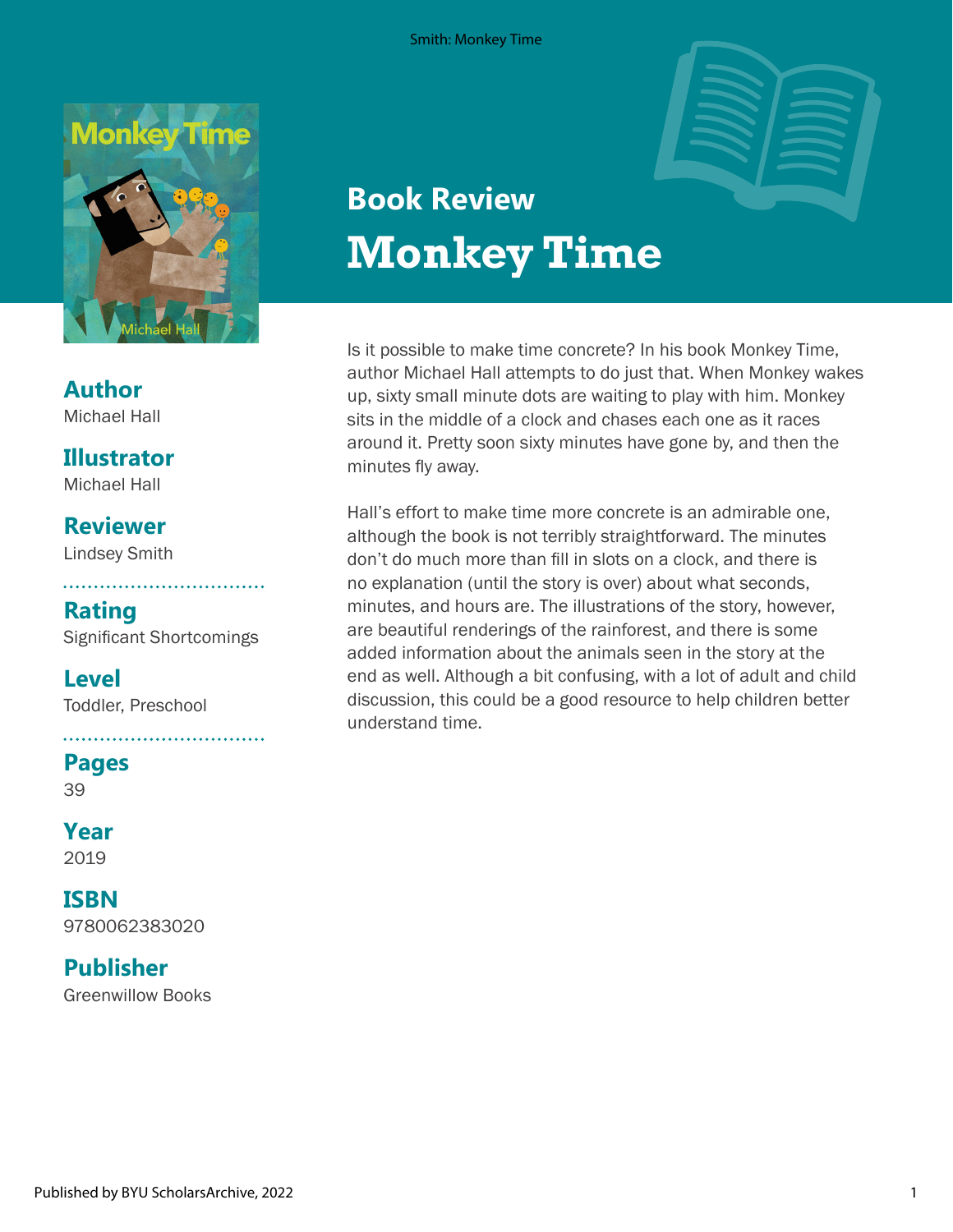## Book Review

# Monkey Time

**Author**
Michael Hall

**Illustrator**
Michael Hall

**Reviewer**
Lindsey Smith

**Rating**
Significant Shortcomings

**Level**
Toddler, Preschool

**Pages**
39

**Year**
2019

**ISBN**
9780062383020

**Publisher**
Greenwillow Books

Is it possible to make time concrete? In his book Monkey Time, author Michael Hall attempts to do just that. When Monkey wakes up, sixty small minute dots are waiting to play with him. Monkey sits in the middle of a clock and chases each one as it races around it. Pretty soon sixty minutes have gone by, and then the minutes fly away.

Hall's effort to make time more concrete is an admirable one, although the book is not terribly straightforward. The minutes don't do much more than fill in slots on a clock, and there is no explanation (until the story is over) about what seconds, minutes, and hours are. The illustrations of the story, however, are beautiful renderings of the rainforest, and there is some added information about the animals seen in the story at the end as well. Although a bit confusing, with a lot of adult and child discussion, this could be a good resource to help children better understand time.